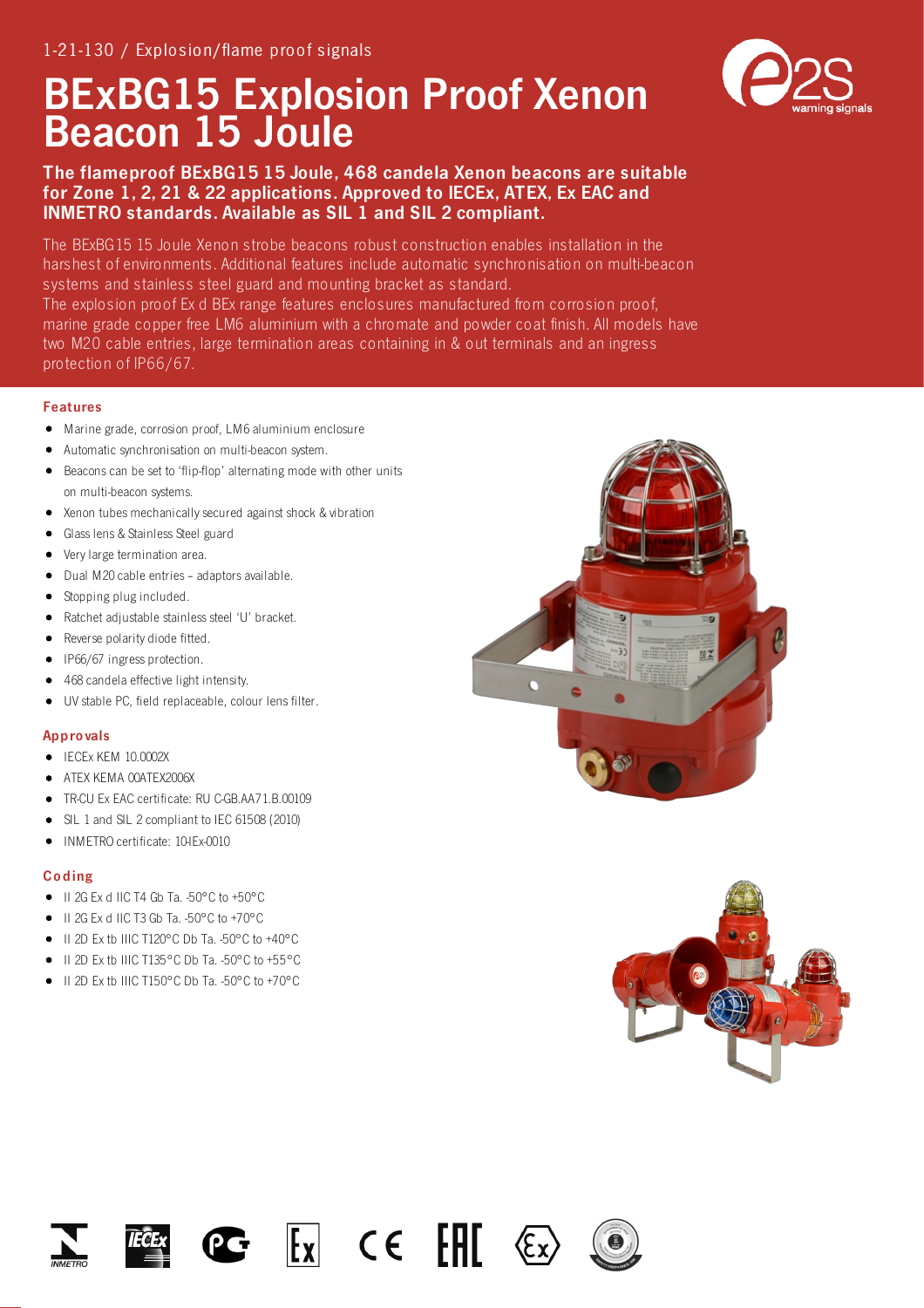1-21-130 / Explosion/flame proof signals

# BExBG15 Explosion Proof Xenon Beacon 15 Joule

**The flameproof BExBG15 15 Joule, 468 candela Xenon beacons are suitable for Zone 1, 2, 21 & 22 applications. Approved to IECEx, ATEX, Ex EAC and INMETRO standards. Available as SIL 1 and SIL 2 compliant.**

The BExBG15 15 Joule Xenon strobe beacons robust construction enables installation in the harshest of environments. Additional features include automatic synchronisation on multi-beacon systems and stainless steel guard and mounting bracket as standard.
The explosion proof Ex d BEx range features enclosures manufactured from corrosion proof, marine grade copper free LM6 aluminium with a chromate and powder coat finish. All models have two M20 cable entries, large termination areas containing in & out terminals and an ingress protection of IP66/67.

## Features

- Marine grade, corrosion proof, LM6 aluminium enclosure
- Automatic synchronisation on multi-beacon system.
- Beacons can be set to 'flip-flop' alternating mode with other units on multi-beacon systems.
- Xenon tubes mechanically secured against shock & vibration
- Glass lens & Stainless Steel guard
- Very large termination area.
- Dual M20 cable entries – adaptors available.
- Stopping plug included.
- Ratchet adjustable stainless steel 'U' bracket.
- Reverse polarity diode fitted.
- IP66/67 ingress protection.
- 468 candela effective light intensity.
- UV stable PC, field replaceable, colour lens filter.

## Approvals

- IECEx KEM 10.0002X
- ATEX KEMA 00ATEX2006X
- TR-CU Ex EAC certificate: RU C-GB.AA71.B.00109
- SIL 1 and SIL 2 compliant to IEC 61508 (2010)
- INMETRO certificate: 10-IEx-0010

## Coding

- II 2G Ex d IIC T4 Gb Ta. -50°C to +50°C
- II 2G Ex d IIC T3 Gb Ta. -50°C to +70°C
- II 2D Ex tb IIIC T120°C Db Ta. -50°C to +40°C
- II 2D Ex tb IIIC T135°C Db Ta. -50°C to +55°C
- II 2D Ex tb IIIC T150°C Db Ta. -50°C to +70°C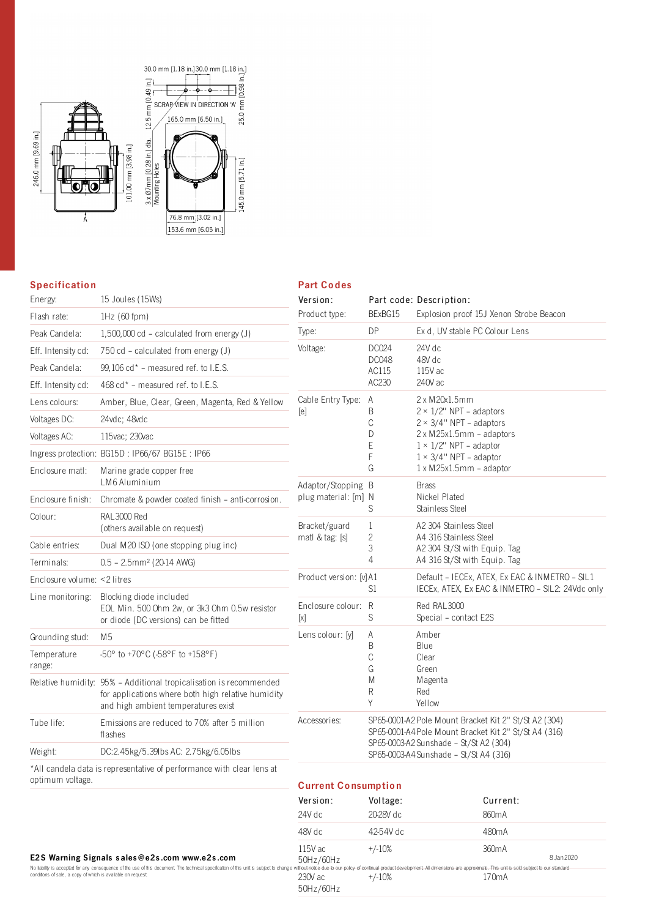30.0 mm [1.18 in.] 30.0 mm [1.18 in.]
12.5 mm [0.49 in.]
SCRAP VIEW IN DIRECTION 'A'
25.0 mm [0.98 in.]
165.0 mm [6.50 in.]
246.0 mm [9.69 in.]
101.00 mm [3.98 in.]
3 x Ø7mm [0.28 in.] dia. Mounting Holes
145.0 mm [5.71 in.]
76.8 mm [3.02 in.]
153.6 mm [6.05 in.]
A

## Specification

| | |
|---|---|
| Energy: | 15 Joules (15Ws) |
| Flash rate: | 1Hz (60 fpm) |
| Peak Candela: | 1,500,000 cd – calculated from energy (J) |
| Eff. Intensity cd: | 750 cd – calculated from energy (J) |
| Peak Candela: | 99,106 cd* – measured ref. to I.E.S. |
| Eff. Intensity cd: | 468 cd* – measured ref. to I.E.S. |
| Lens colours: | Amber, Blue, Clear, Green, Magenta, Red & Yellow |
| Voltages DC: | 24vdc; 48vdc |
| Voltages AC: | 115vac; 230vac |
| Ingress protection: | BG15D : IP66/67 BG15E : IP66 |
| Enclosure matl: | Marine grade copper free LM6 Aluminium |
| Enclosure finish: | Chromate & powder coated finish – anti-corrosion. |
| Colour: | RAL3000 Red (others available on request) |
| Cable entries: | Dual M20 ISO (one stopping plug inc) |
| Terminals: | 0.5 – 2.5mm² (20-14 AWG) |
| Enclosure volume: | <2 litres |
| Line monitoring: | Blocking diode included EOL Min. 500 Ohm 2w, or 3k3 Ohm 0.5w resistor or diode (DC versions) can be fitted |
| Grounding stud: | M5 |
| Temperature range: | -50° to +70°C (-58°F to +158°F) |
| Relative humidity: | 95% – Additional tropicalisation is recommended for applications where both high relative humidity and high ambient temperatures exist |
| Tube life: | Emissions are reduced to 70% after 5 million flashes |
| Weight: | DC:2.45kg/5.39lbs AC: 2.75kg/6.05lbs |

*All candela data is representative of performance with clear lens at optimum voltage.

## Part Codes

| Version: | Part code: | Description: |
|---|---|---|
| Product type: | BExBG15 | Explosion proof 15J Xenon Strobe Beacon |
| Type: | DP | Ex d, UV stable PC Colour Lens |
| Voltage: | DC024<br>DC048<br>AC115<br>AC230 | 24V dc<br>48V dc<br>115V ac<br>240V ac |
| Cable Entry Type: [e] | A<br>B<br>C<br>D<br>E<br>F<br>G | 2 x M20x1.5mm<br>2 × 1/2" NPT – adaptors<br>2 × 3/4" NPT – adaptors<br>2 x M25x1.5mm – adaptors<br>1 × 1/2" NPT – adaptor<br>1 × 3/4" NPT – adaptor<br>1 x M25x1.5mm – adaptor |
| Adaptor/Stopping plug material: [m] | B<br>N<br>S | Brass<br>Nickel Plated<br>Stainless Steel |
| Bracket/guard matl & tag: [s] | 1<br>2<br>3<br>4 | A2 304 Stainless Steel<br>A4 316 Stainless Steel<br>A2 304 St/St with Equip. Tag<br>A4 316 St/St with Equip. Tag |
| Product version: [v] | A1<br>S1 | Default – IECEx, ATEX, Ex EAC & INMETRO – SIL1<br>IECEx, ATEX, Ex EAC & INMETRO – SIL2: 24Vdc only |
| Enclosure colour: [x] | R<br>S | Red RAL3000<br>Special – contact E2S |
| Lens colour: [y] | A<br>B<br>C<br>G<br>M<br>R<br>Y | Amber<br>Blue<br>Clear<br>Green<br>Magenta<br>Red<br>Yellow |
| Accessories: | SP65-0001-A2 Pole Mount Bracket Kit 2" St/St A2 (304)<br>SP65-0001-A4 Pole Mount Bracket Kit 2" St/St A4 (316)<br>SP65-0003-A2 Sunshade – St/St A2 (304)<br>SP65-0003-A4 Sunshade – St/St A4 (316) | |

## Current Consumption

| Version: | Voltage: | Current: |
|---|---|---|
| 24V dc | 20-28V dc | 860mA |
| 48V dc | 42-54V dc | 480mA |
| 115V ac 50Hz/60Hz | +/-10% | 360mA |
| 230V ac 50Hz/60Hz | +/-10% | 170mA |

**E2S Warning Signals sales@e2s.com www.e2s.com**

8 Jan 2020

No liability is accepted for any consequence of the use of this document. The technical specification of this unit is subject to change without notice due to our policy of continual product development. All dimensions are approximate. This unit is sold subject to our standard conditions of sale, a copy of which is available on request.